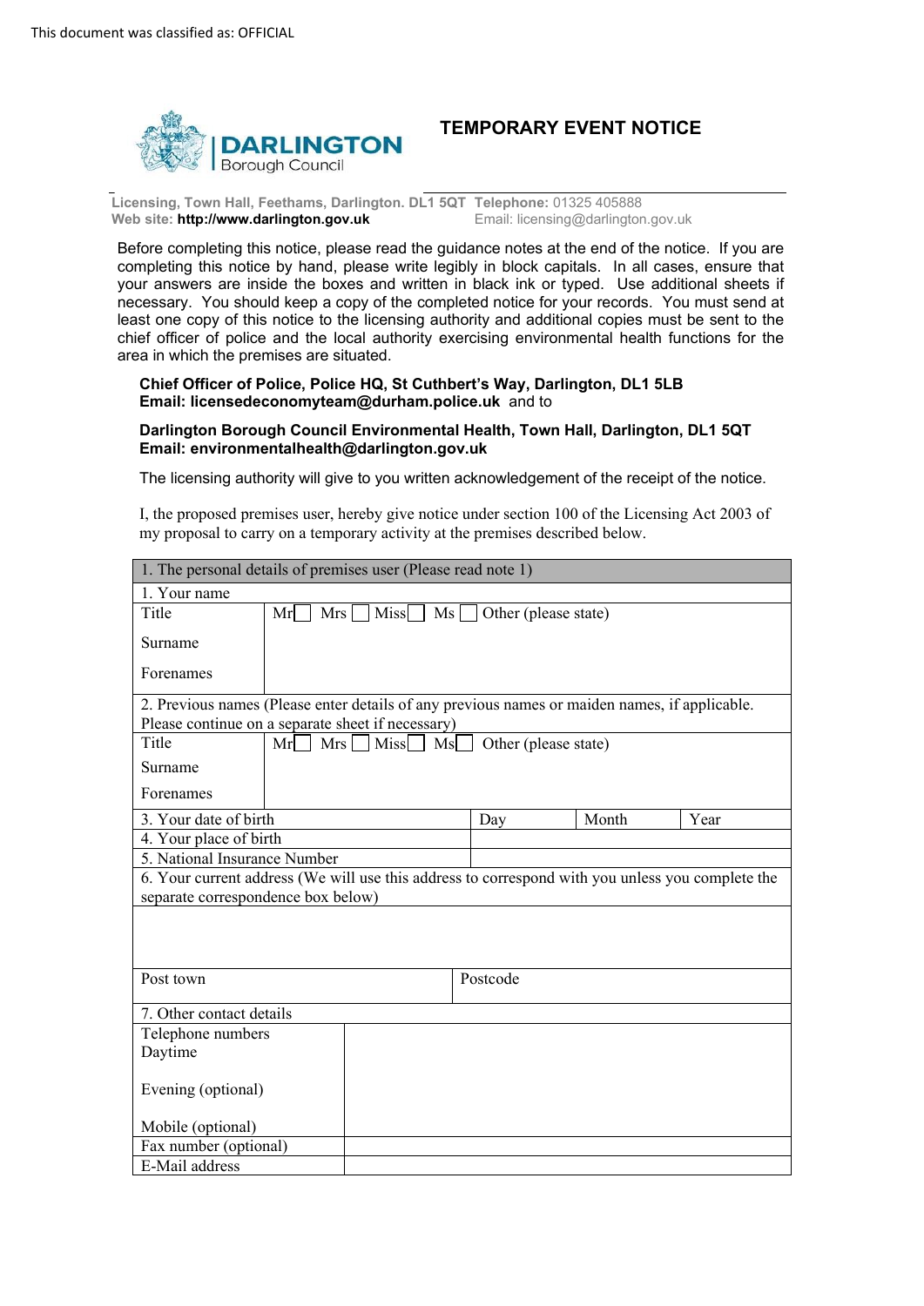This document was classified as: OFFICIAL

DARLINGTON Borough Council

# TEMPORARY EVENT NOTICE

**Licensing, Town Hall, Feethams, Darlington. DL1 5QT** **Telephone:** 01325 405888
**Web site:** **http://www.darlington.gov.uk** Email: licensing@darlington.gov.uk

Before completing this notice, please read the guidance notes at the end of the notice. If you are completing this notice by hand, please write legibly in block capitals. In all cases, ensure that your answers are inside the boxes and written in black ink or typed. Use additional sheets if necessary. You should keep a copy of the completed notice for your records. You must send at least one copy of this notice to the licensing authority and additional copies must be sent to the chief officer of police and the local authority exercising environmental health functions for the area in which the premises are situated.

**Chief Officer of Police, Police HQ, St Cuthbert's Way, Darlington, DL1 5LB**
**Email: licensedeconomyteam@durham.police.uk** and to

**Darlington Borough Council Environmental Health, Town Hall, Darlington, DL1 5QT**
**Email: environmentalhealth@darlington.gov.uk**

The licensing authority will give to you written acknowledgement of the receipt of the notice.

I, the proposed premises user, hereby give notice under section 100 of the Licensing Act 2003 of my proposal to carry on a temporary activity at the premises described below.

| 1. The personal details of premises user (Please read note 1) | | | |
|---|---|---|---|
| 1. Your name | | | |
| Title | Mr ☐ Mrs ☐ Miss ☐ Ms ☐ Other (please state) | | |
| Surname | | | |
| Forenames | | | |
| 2. Previous names (Please enter details of any previous names or maiden names, if applicable. Please continue on a separate sheet if necessary) | | | |
| Title | Mr ☐ Mrs ☐ Miss ☐ Ms ☐ Other (please state) | | |
| Surname | | | |
| Forenames | | | |
| 3. Your date of birth | Day | Month | Year |
| 4. Your place of birth | | | |
| 5. National Insurance Number | | | |
| 6. Your current address (We will use this address to correspond with you unless you complete the separate correspondence box below) | | | |
| | | | |
| Post town | Postcode | | |
| 7. Other contact details | | | |
| Telephone numbers Daytime | | | |
| Evening (optional) | | | |
| Mobile (optional) | | | |
| Fax number (optional) | | | |
| E-Mail address | | | |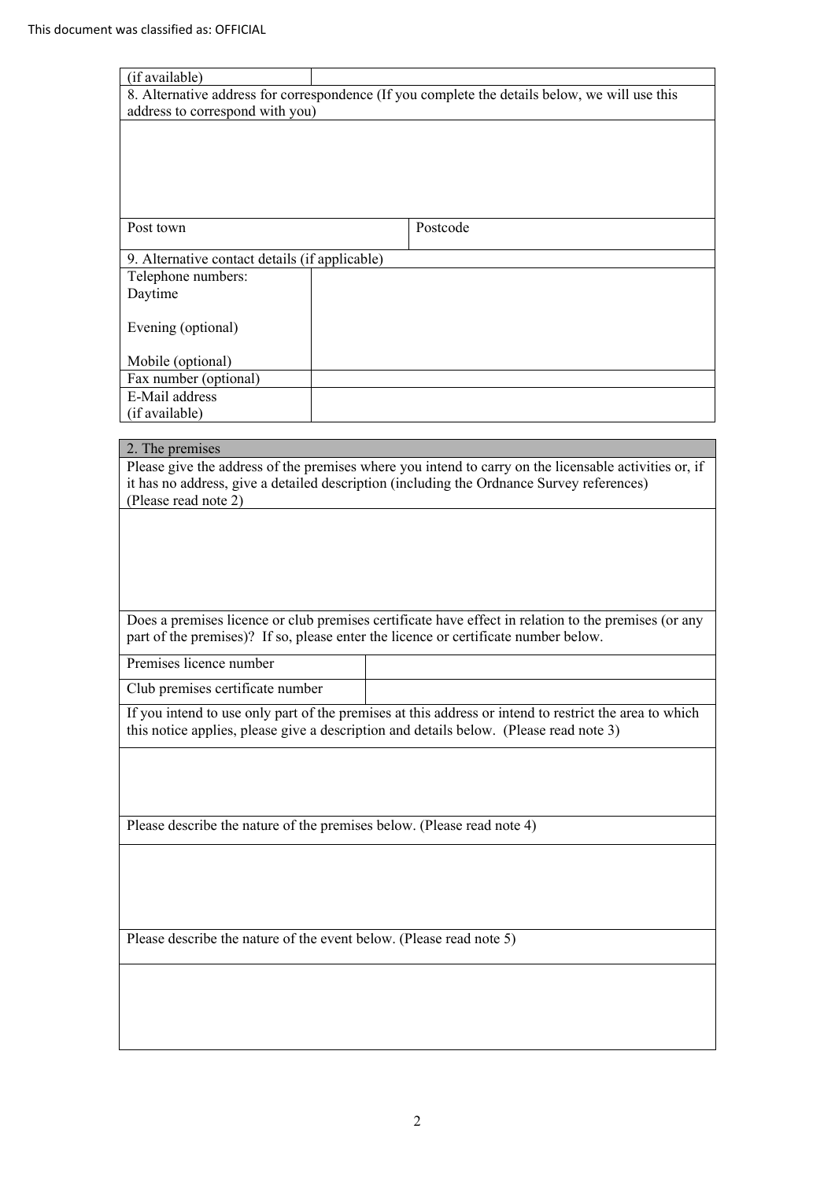This document was classified as: OFFICIAL

| (if available) | |
|---|---|

8. Alternative address for correspondence (If you complete the details below, we will use this address to correspond with you)

| Post town | Postcode |
|---|---|
| | |

9. Alternative contact details (if applicable)

| | |
|---|---|
| Telephone numbers:<br>Daytime<br><br>Evening (optional)<br><br>Mobile (optional) | |
| Fax number (optional) | |
| E-Mail address<br>(if available) | |

## 2. The premises

Please give the address of the premises where you intend to carry on the licensable activities or, if it has no address, give a detailed description (including the Ordnance Survey references) (Please read note 2)

Does a premises licence or club premises certificate have effect in relation to the premises (or any part of the premises)? If so, please enter the licence or certificate number below.

| | |
|---|---|
| Premises licence number | |
| Club premises certificate number | |

If you intend to use only part of the premises at this address or intend to restrict the area to which this notice applies, please give a description and details below. (Please read note 3)

Please describe the nature of the premises below. (Please read note 4)

Please describe the nature of the event below. (Please read note 5)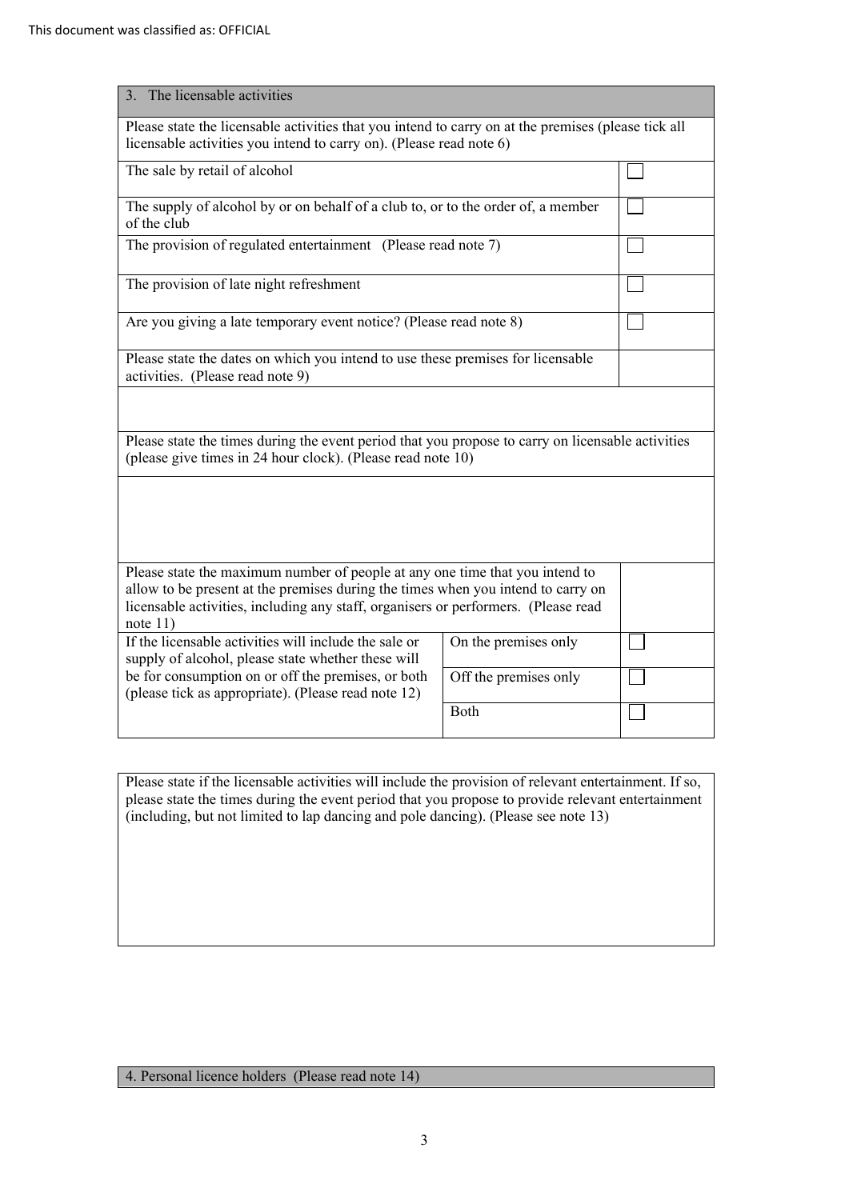This document was classified as: OFFICIAL

## 3. The licensable activities

Please state the licensable activities that you intend to carry on at the premises (please tick all licensable activities you intend to carry on). (Please read note 6)

| | |
|---|---|
| The sale by retail of alcohol | ☐ |
| The supply of alcohol by or on behalf of a club to, or to the order of, a member of the club | ☐ |
| The provision of regulated entertainment (Please read note 7) | ☐ |
| The provision of late night refreshment | ☐ |
| Are you giving a late temporary event notice? (Please read note 8) | ☐ |
| Please state the dates on which you intend to use these premises for licensable activities. (Please read note 9) | |

Please state the times during the event period that you propose to carry on licensable activities (please give times in 24 hour clock). (Please read note 10)

| | |
|---|---|
| Please state the maximum number of people at any one time that you intend to allow to be present at the premises during the times when you intend to carry on licensable activities, including any staff, organisers or performers. (Please read note 11) | |

| | | |
|---|---|---|
| If the licensable activities will include the sale or supply of alcohol, please state whether these will be for consumption on or off the premises, or both (please tick as appropriate). (Please read note 12) | On the premises only | ☐ |
| | Off the premises only | ☐ |
| | Both | ☐ |

Please state if the licensable activities will include the provision of relevant entertainment. If so, please state the times during the event period that you propose to provide relevant entertainment (including, but not limited to lap dancing and pole dancing). (Please see note 13)

## 4. Personal licence holders (Please read note 14)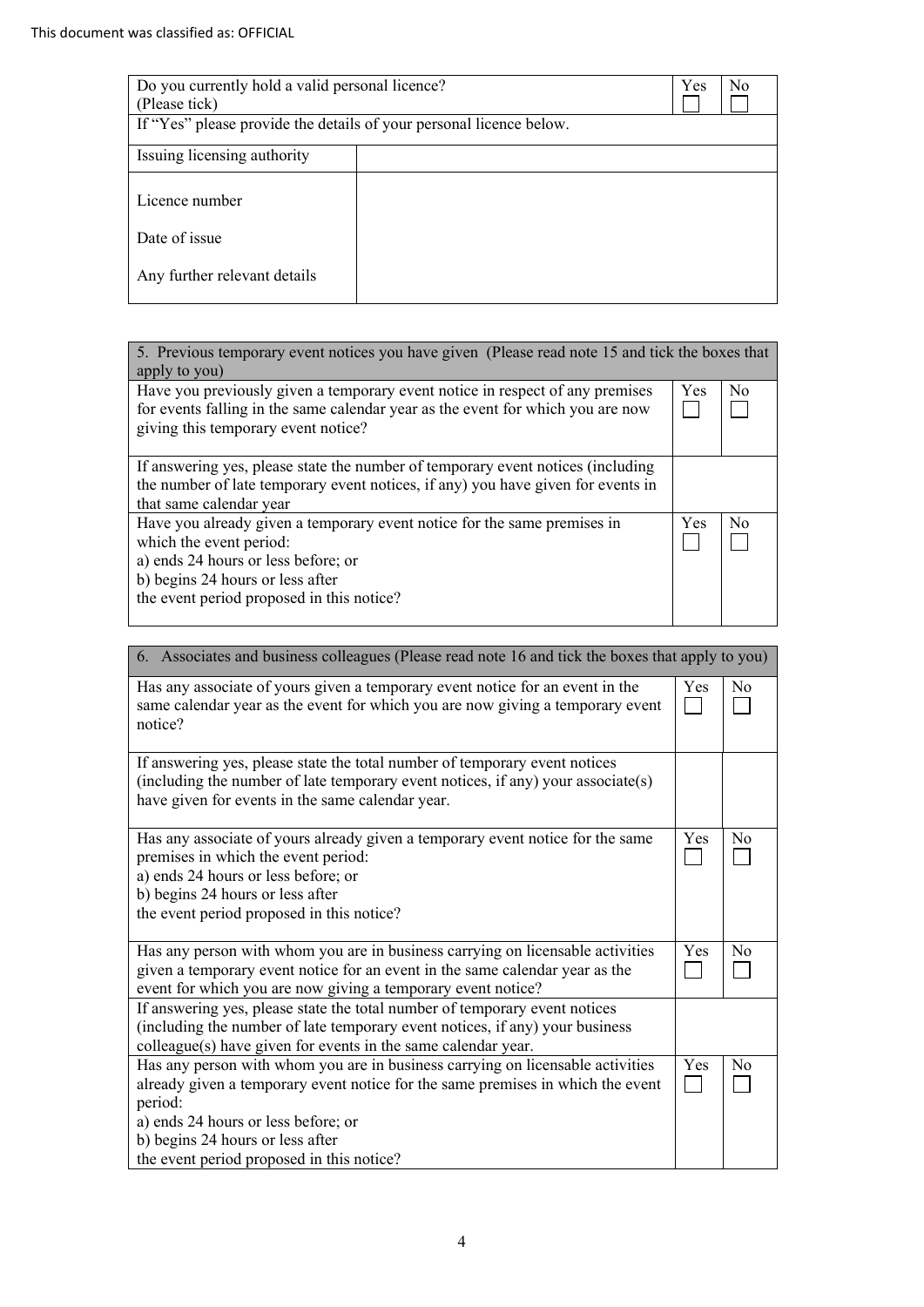This document was classified as: OFFICIAL

| Do you currently hold a valid personal licence? (Please tick) | Yes ☐ | No ☐ |
|---|---|---|
| If "Yes" please provide the details of your personal licence below. | | |
| Issuing licensing authority | | |
| Licence number<br><br>Date of issue<br><br>Any further relevant details | | |

| 5. Previous temporary event notices you have given (Please read note 15 and tick the boxes that apply to you) | | |
|---|---|---|
| Have you previously given a temporary event notice in respect of any premises for events falling in the same calendar year as the event for which you are now giving this temporary event notice? | Yes ☐ | No ☐ |
| If answering yes, please state the number of temporary event notices (including the number of late temporary event notices, if any) you have given for events in that same calendar year | | |
| Have you already given a temporary event notice for the same premises in which the event period:<br>a) ends 24 hours or less before; or<br>b) begins 24 hours or less after<br>the event period proposed in this notice? | Yes ☐ | No ☐ |

| 6. Associates and business colleagues (Please read note 16 and tick the boxes that apply to you) | | |
|---|---|---|
| Has any associate of yours given a temporary event notice for an event in the same calendar year as the event for which you are now giving a temporary event notice? | Yes ☐ | No ☐ |
| If answering yes, please state the total number of temporary event notices (including the number of late temporary event notices, if any) your associate(s) have given for events in the same calendar year. | | |
| Has any associate of yours already given a temporary event notice for the same premises in which the event period:<br>a) ends 24 hours or less before; or<br>b) begins 24 hours or less after<br>the event period proposed in this notice? | Yes ☐ | No ☐ |
| Has any person with whom you are in business carrying on licensable activities given a temporary event notice for an event in the same calendar year as the event for which you are now giving a temporary event notice? | Yes ☐ | No ☐ |
| If answering yes, please state the total number of temporary event notices (including the number of late temporary event notices, if any) your business colleague(s) have given for events in the same calendar year. | | |
| Has any person with whom you are in business carrying on licensable activities already given a temporary event notice for the same premises in which the event period:<br>a) ends 24 hours or less before; or<br>b) begins 24 hours or less after<br>the event period proposed in this notice? | Yes ☐ | No ☐ |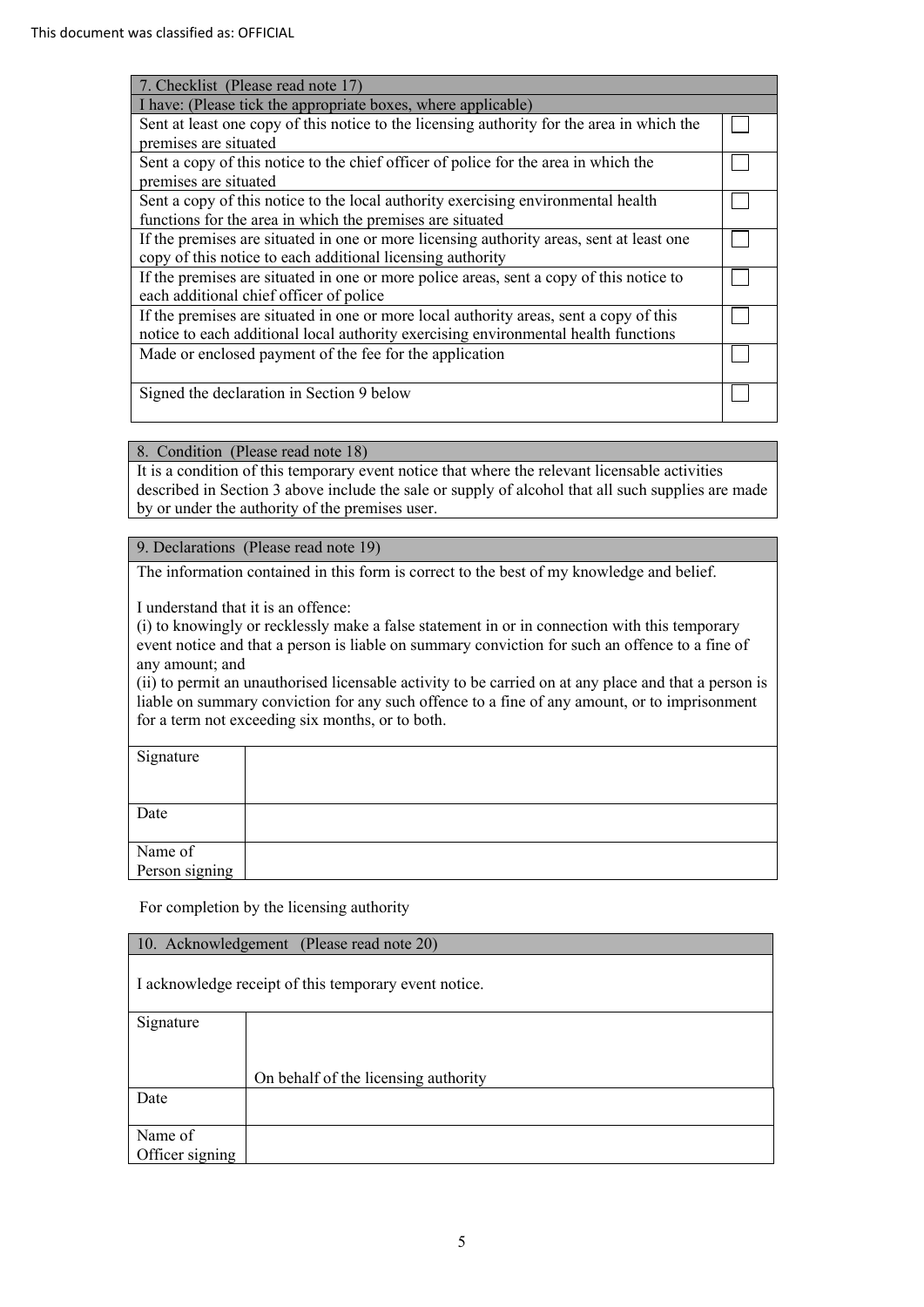This document was classified as: OFFICIAL

| 7. Checklist (Please read note 17) | |
|---|---|
| I have: (Please tick the appropriate boxes, where applicable) | |
| Sent at least one copy of this notice to the licensing authority for the area in which the premises are situated | ☐ |
| Sent a copy of this notice to the chief officer of police for the area in which the premises are situated | ☐ |
| Sent a copy of this notice to the local authority exercising environmental health functions for the area in which the premises are situated | ☐ |
| If the premises are situated in one or more licensing authority areas, sent at least one copy of this notice to each additional licensing authority | ☐ |
| If the premises are situated in one or more police areas, sent a copy of this notice to each additional chief officer of police | ☐ |
| If the premises are situated in one or more local authority areas, sent a copy of this notice to each additional local authority exercising environmental health functions | ☐ |
| Made or enclosed payment of the fee for the application | ☐ |
| Signed the declaration in Section 9 below | ☐ |

| 8. Condition (Please read note 18) |
|---|
| It is a condition of this temporary event notice that where the relevant licensable activities described in Section 3 above include the sale or supply of alcohol that all such supplies are made by or under the authority of the premises user. |

| 9. Declarations (Please read note 19) | |
|---|---|
| The information contained in this form is correct to the best of my knowledge and belief.<br><br>I understand that it is an offence:<br>(i) to knowingly or recklessly make a false statement in or in connection with this temporary event notice and that a person is liable on summary conviction for such an offence to a fine of any amount; and<br>(ii) to permit an unauthorised licensable activity to be carried on at any place and that a person is liable on summary conviction for any such offence to a fine of any amount, or to imprisonment for a term not exceeding six months, or to both. | |
| Signature | |
| Date | |
| Name of Person signing | |

For completion by the licensing authority

| 10. Acknowledgement (Please read note 20) | |
|---|---|
| I acknowledge receipt of this temporary event notice. | |
| Signature | On behalf of the licensing authority |
| Date | |
| Name of Officer signing | |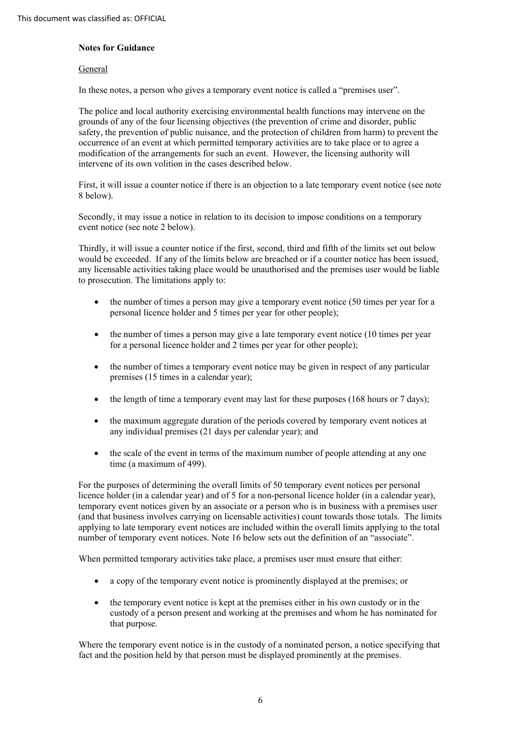**Notes for Guidance**

General

In these notes, a person who gives a temporary event notice is called a "premises user".

The police and local authority exercising environmental health functions may intervene on the grounds of any of the four licensing objectives (the prevention of crime and disorder, public safety, the prevention of public nuisance, and the protection of children from harm) to prevent the occurrence of an event at which permitted temporary activities are to take place or to agree a modification of the arrangements for such an event. However, the licensing authority will intervene of its own volition in the cases described below.

First, it will issue a counter notice if there is an objection to a late temporary event notice (see note 8 below).

Secondly, it may issue a notice in relation to its decision to impose conditions on a temporary event notice (see note 2 below).

Thirdly, it will issue a counter notice if the first, second, third and fifth of the limits set out below would be exceeded. If any of the limits below are breached or if a counter notice has been issued, any licensable activities taking place would be unauthorised and the premises user would be liable to prosecution. The limitations apply to:

- the number of times a person may give a temporary event notice (50 times per year for a personal licence holder and 5 times per year for other people);
- the number of times a person may give a late temporary event notice (10 times per year for a personal licence holder and 2 times per year for other people);
- the number of times a temporary event notice may be given in respect of any particular premises (15 times in a calendar year);
- the length of time a temporary event may last for these purposes (168 hours or 7 days);
- the maximum aggregate duration of the periods covered by temporary event notices at any individual premises (21 days per calendar year); and
- the scale of the event in terms of the maximum number of people attending at any one time (a maximum of 499).

For the purposes of determining the overall limits of 50 temporary event notices per personal licence holder (in a calendar year) and of 5 for a non-personal licence holder (in a calendar year), temporary event notices given by an associate or a person who is in business with a premises user (and that business involves carrying on licensable activities) count towards those totals. The limits applying to late temporary event notices are included within the overall limits applying to the total number of temporary event notices. Note 16 below sets out the definition of an "associate".

When permitted temporary activities take place, a premises user must ensure that either:

- a copy of the temporary event notice is prominently displayed at the premises; or
- the temporary event notice is kept at the premises either in his own custody or in the custody of a person present and working at the premises and whom he has nominated for that purpose.

Where the temporary event notice is in the custody of a nominated person, a notice specifying that fact and the position held by that person must be displayed prominently at the premises.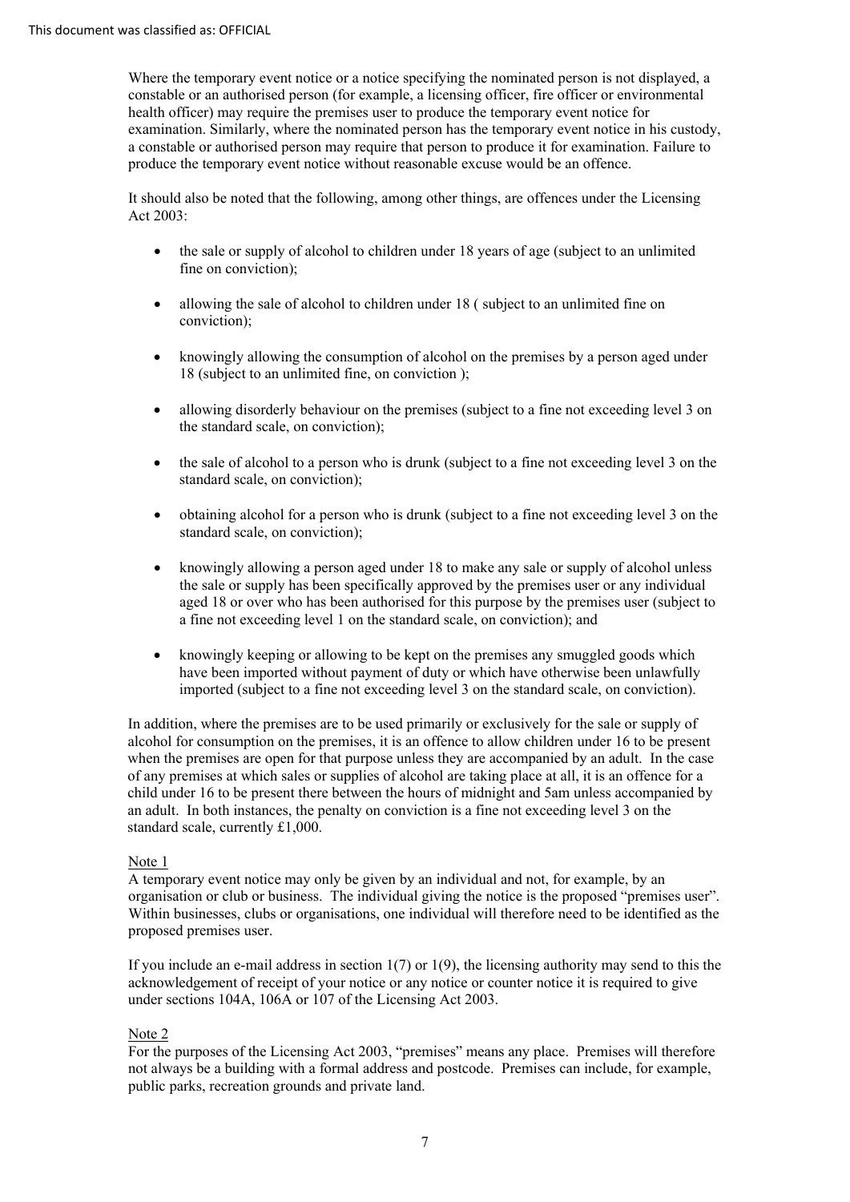Where the temporary event notice or a notice specifying the nominated person is not displayed, a constable or an authorised person (for example, a licensing officer, fire officer or environmental health officer) may require the premises user to produce the temporary event notice for examination. Similarly, where the nominated person has the temporary event notice in his custody, a constable or authorised person may require that person to produce it for examination. Failure to produce the temporary event notice without reasonable excuse would be an offence.

It should also be noted that the following, among other things, are offences under the Licensing Act 2003:

- the sale or supply of alcohol to children under 18 years of age (subject to an unlimited fine on conviction);
- allowing the sale of alcohol to children under 18 ( subject to an unlimited fine on conviction);
- knowingly allowing the consumption of alcohol on the premises by a person aged under 18 (subject to an unlimited fine, on conviction );
- allowing disorderly behaviour on the premises (subject to a fine not exceeding level 3 on the standard scale, on conviction);
- the sale of alcohol to a person who is drunk (subject to a fine not exceeding level 3 on the standard scale, on conviction);
- obtaining alcohol for a person who is drunk (subject to a fine not exceeding level 3 on the standard scale, on conviction);
- knowingly allowing a person aged under 18 to make any sale or supply of alcohol unless the sale or supply has been specifically approved by the premises user or any individual aged 18 or over who has been authorised for this purpose by the premises user (subject to a fine not exceeding level 1 on the standard scale, on conviction); and
- knowingly keeping or allowing to be kept on the premises any smuggled goods which have been imported without payment of duty or which have otherwise been unlawfully imported (subject to a fine not exceeding level 3 on the standard scale, on conviction).

In addition, where the premises are to be used primarily or exclusively for the sale or supply of alcohol for consumption on the premises, it is an offence to allow children under 16 to be present when the premises are open for that purpose unless they are accompanied by an adult. In the case of any premises at which sales or supplies of alcohol are taking place at all, it is an offence for a child under 16 to be present there between the hours of midnight and 5am unless accompanied by an adult. In both instances, the penalty on conviction is a fine not exceeding level 3 on the standard scale, currently £1,000.

Note 1

A temporary event notice may only be given by an individual and not, for example, by an organisation or club or business. The individual giving the notice is the proposed "premises user". Within businesses, clubs or organisations, one individual will therefore need to be identified as the proposed premises user.

If you include an e-mail address in section 1(7) or 1(9), the licensing authority may send to this the acknowledgement of receipt of your notice or any notice or counter notice it is required to give under sections 104A, 106A or 107 of the Licensing Act 2003.

Note 2

For the purposes of the Licensing Act 2003, "premises" means any place. Premises will therefore not always be a building with a formal address and postcode. Premises can include, for example, public parks, recreation grounds and private land.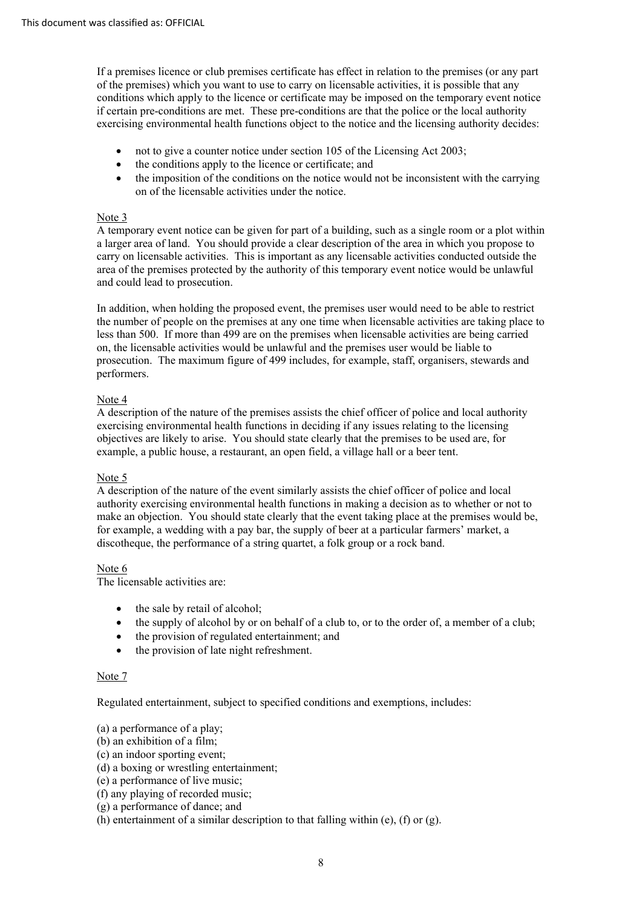If a premises licence or club premises certificate has effect in relation to the premises (or any part of the premises) which you want to use to carry on licensable activities, it is possible that any conditions which apply to the licence or certificate may be imposed on the temporary event notice if certain pre-conditions are met. These pre-conditions are that the police or the local authority exercising environmental health functions object to the notice and the licensing authority decides:

- not to give a counter notice under section 105 of the Licensing Act 2003;
- the conditions apply to the licence or certificate; and
- the imposition of the conditions on the notice would not be inconsistent with the carrying on of the licensable activities under the notice.

Note 3

A temporary event notice can be given for part of a building, such as a single room or a plot within a larger area of land. You should provide a clear description of the area in which you propose to carry on licensable activities. This is important as any licensable activities conducted outside the area of the premises protected by the authority of this temporary event notice would be unlawful and could lead to prosecution.

In addition, when holding the proposed event, the premises user would need to be able to restrict the number of people on the premises at any one time when licensable activities are taking place to less than 500. If more than 499 are on the premises when licensable activities are being carried on, the licensable activities would be unlawful and the premises user would be liable to prosecution. The maximum figure of 499 includes, for example, staff, organisers, stewards and performers.

Note 4

A description of the nature of the premises assists the chief officer of police and local authority exercising environmental health functions in deciding if any issues relating to the licensing objectives are likely to arise. You should state clearly that the premises to be used are, for example, a public house, a restaurant, an open field, a village hall or a beer tent.

Note 5

A description of the nature of the event similarly assists the chief officer of police and local authority exercising environmental health functions in making a decision as to whether or not to make an objection. You should state clearly that the event taking place at the premises would be, for example, a wedding with a pay bar, the supply of beer at a particular farmers' market, a discotheque, the performance of a string quartet, a folk group or a rock band.

Note 6

The licensable activities are:

- the sale by retail of alcohol;
- the supply of alcohol by or on behalf of a club to, or to the order of, a member of a club;
- the provision of regulated entertainment; and
- the provision of late night refreshment.

Note 7

Regulated entertainment, subject to specified conditions and exemptions, includes:

(a) a performance of a play;
(b) an exhibition of a film;
(c) an indoor sporting event;
(d) a boxing or wrestling entertainment;
(e) a performance of live music;
(f) any playing of recorded music;
(g) a performance of dance; and
(h) entertainment of a similar description to that falling within (e), (f) or (g).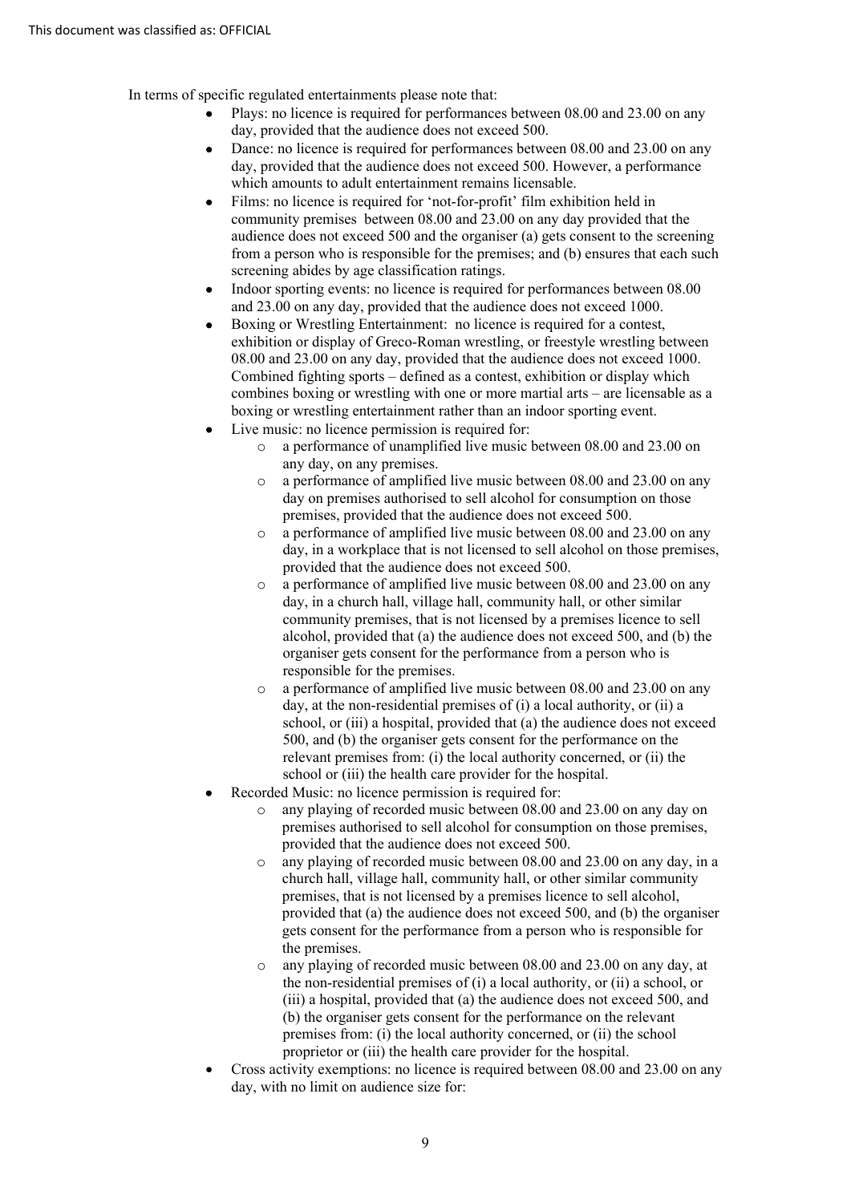In terms of specific regulated entertainments please note that:

- Plays: no licence is required for performances between 08.00 and 23.00 on any day, provided that the audience does not exceed 500.
- Dance: no licence is required for performances between 08.00 and 23.00 on any day, provided that the audience does not exceed 500. However, a performance which amounts to adult entertainment remains licensable.
- Films: no licence is required for 'not-for-profit' film exhibition held in community premises between 08.00 and 23.00 on any day provided that the audience does not exceed 500 and the organiser (a) gets consent to the screening from a person who is responsible for the premises; and (b) ensures that each such screening abides by age classification ratings.
- Indoor sporting events: no licence is required for performances between 08.00 and 23.00 on any day, provided that the audience does not exceed 1000.
- Boxing or Wrestling Entertainment: no licence is required for a contest, exhibition or display of Greco-Roman wrestling, or freestyle wrestling between 08.00 and 23.00 on any day, provided that the audience does not exceed 1000. Combined fighting sports – defined as a contest, exhibition or display which combines boxing or wrestling with one or more martial arts – are licensable as a boxing or wrestling entertainment rather than an indoor sporting event.
- Live music: no licence permission is required for:
  - a performance of unamplified live music between 08.00 and 23.00 on any day, on any premises.
  - a performance of amplified live music between 08.00 and 23.00 on any day on premises authorised to sell alcohol for consumption on those premises, provided that the audience does not exceed 500.
  - a performance of amplified live music between 08.00 and 23.00 on any day, in a workplace that is not licensed to sell alcohol on those premises, provided that the audience does not exceed 500.
  - a performance of amplified live music between 08.00 and 23.00 on any day, in a church hall, village hall, community hall, or other similar community premises, that is not licensed by a premises licence to sell alcohol, provided that (a) the audience does not exceed 500, and (b) the organiser gets consent for the performance from a person who is responsible for the premises.
  - a performance of amplified live music between 08.00 and 23.00 on any day, at the non-residential premises of (i) a local authority, or (ii) a school, or (iii) a hospital, provided that (a) the audience does not exceed 500, and (b) the organiser gets consent for the performance on the relevant premises from: (i) the local authority concerned, or (ii) the school or (iii) the health care provider for the hospital.
- Recorded Music: no licence permission is required for:
  - any playing of recorded music between 08.00 and 23.00 on any day on premises authorised to sell alcohol for consumption on those premises, provided that the audience does not exceed 500.
  - any playing of recorded music between 08.00 and 23.00 on any day, in a church hall, village hall, community hall, or other similar community premises, that is not licensed by a premises licence to sell alcohol, provided that (a) the audience does not exceed 500, and (b) the organiser gets consent for the performance from a person who is responsible for the premises.
  - any playing of recorded music between 08.00 and 23.00 on any day, at the non-residential premises of (i) a local authority, or (ii) a school, or (iii) a hospital, provided that (a) the audience does not exceed 500, and (b) the organiser gets consent for the performance on the relevant premises from: (i) the local authority concerned, or (ii) the school proprietor or (iii) the health care provider for the hospital.
- Cross activity exemptions: no licence is required between 08.00 and 23.00 on any day, with no limit on audience size for: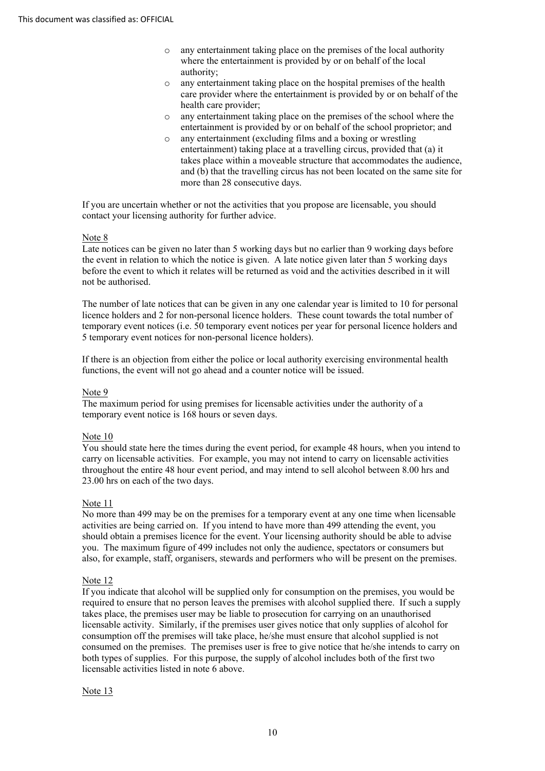- any entertainment taking place on the premises of the local authority where the entertainment is provided by or on behalf of the local authority;
- any entertainment taking place on the hospital premises of the health care provider where the entertainment is provided by or on behalf of the health care provider;
- any entertainment taking place on the premises of the school where the entertainment is provided by or on behalf of the school proprietor; and
- any entertainment (excluding films and a boxing or wrestling entertainment) taking place at a travelling circus, provided that (a) it takes place within a moveable structure that accommodates the audience, and (b) that the travelling circus has not been located on the same site for more than 28 consecutive days.

If you are uncertain whether or not the activities that you propose are licensable, you should contact your licensing authority for further advice.

Note 8

Late notices can be given no later than 5 working days but no earlier than 9 working days before the event in relation to which the notice is given. A late notice given later than 5 working days before the event to which it relates will be returned as void and the activities described in it will not be authorised.

The number of late notices that can be given in any one calendar year is limited to 10 for personal licence holders and 2 for non-personal licence holders. These count towards the total number of temporary event notices (i.e. 50 temporary event notices per year for personal licence holders and 5 temporary event notices for non-personal licence holders).

If there is an objection from either the police or local authority exercising environmental health functions, the event will not go ahead and a counter notice will be issued.

Note 9

The maximum period for using premises for licensable activities under the authority of a temporary event notice is 168 hours or seven days.

Note 10

You should state here the times during the event period, for example 48 hours, when you intend to carry on licensable activities. For example, you may not intend to carry on licensable activities throughout the entire 48 hour event period, and may intend to sell alcohol between 8.00 hrs and 23.00 hrs on each of the two days.

Note 11

No more than 499 may be on the premises for a temporary event at any one time when licensable activities are being carried on. If you intend to have more than 499 attending the event, you should obtain a premises licence for the event. Your licensing authority should be able to advise you. The maximum figure of 499 includes not only the audience, spectators or consumers but also, for example, staff, organisers, stewards and performers who will be present on the premises.

Note 12

If you indicate that alcohol will be supplied only for consumption on the premises, you would be required to ensure that no person leaves the premises with alcohol supplied there. If such a supply takes place, the premises user may be liable to prosecution for carrying on an unauthorised licensable activity. Similarly, if the premises user gives notice that only supplies of alcohol for consumption off the premises will take place, he/she must ensure that alcohol supplied is not consumed on the premises. The premises user is free to give notice that he/she intends to carry on both types of supplies. For this purpose, the supply of alcohol includes both of the first two licensable activities listed in note 6 above.

Note 13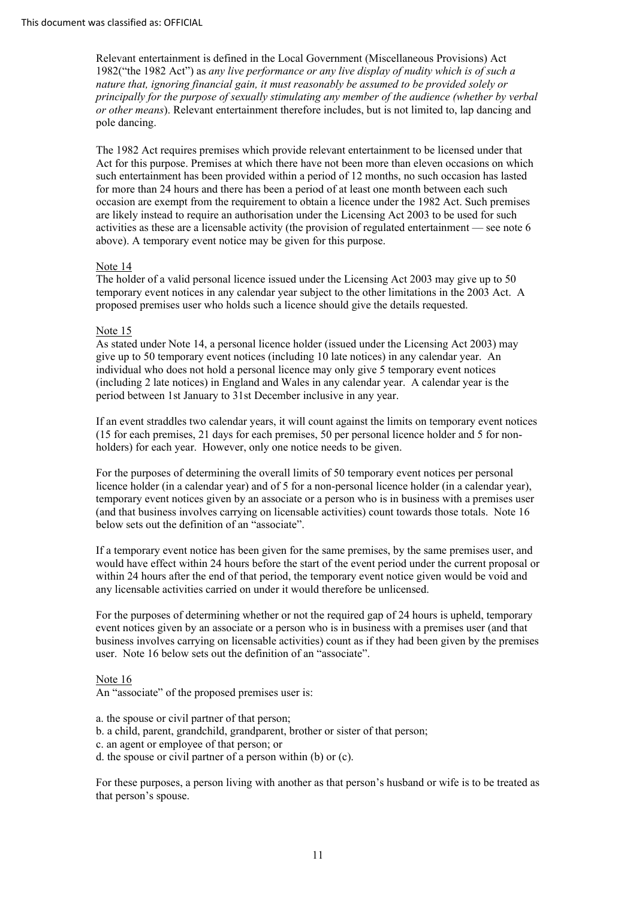Relevant entertainment is defined in the Local Government (Miscellaneous Provisions) Act 1982("the 1982 Act") as *any live performance or any live display of nudity which is of such a nature that, ignoring financial gain, it must reasonably be assumed to be provided solely or principally for the purpose of sexually stimulating any member of the audience (whether by verbal or other means*). Relevant entertainment therefore includes, but is not limited to, lap dancing and pole dancing.

The 1982 Act requires premises which provide relevant entertainment to be licensed under that Act for this purpose. Premises at which there have not been more than eleven occasions on which such entertainment has been provided within a period of 12 months, no such occasion has lasted for more than 24 hours and there has been a period of at least one month between each such occasion are exempt from the requirement to obtain a licence under the 1982 Act. Such premises are likely instead to require an authorisation under the Licensing Act 2003 to be used for such activities as these are a licensable activity (the provision of regulated entertainment — see note 6 above). A temporary event notice may be given for this purpose.

Note 14

The holder of a valid personal licence issued under the Licensing Act 2003 may give up to 50 temporary event notices in any calendar year subject to the other limitations in the 2003 Act. A proposed premises user who holds such a licence should give the details requested.

Note 15

As stated under Note 14, a personal licence holder (issued under the Licensing Act 2003) may give up to 50 temporary event notices (including 10 late notices) in any calendar year. An individual who does not hold a personal licence may only give 5 temporary event notices (including 2 late notices) in England and Wales in any calendar year. A calendar year is the period between 1st January to 31st December inclusive in any year.

If an event straddles two calendar years, it will count against the limits on temporary event notices (15 for each premises, 21 days for each premises, 50 per personal licence holder and 5 for non-holders) for each year. However, only one notice needs to be given.

For the purposes of determining the overall limits of 50 temporary event notices per personal licence holder (in a calendar year) and of 5 for a non-personal licence holder (in a calendar year), temporary event notices given by an associate or a person who is in business with a premises user (and that business involves carrying on licensable activities) count towards those totals. Note 16 below sets out the definition of an "associate".

If a temporary event notice has been given for the same premises, by the same premises user, and would have effect within 24 hours before the start of the event period under the current proposal or within 24 hours after the end of that period, the temporary event notice given would be void and any licensable activities carried on under it would therefore be unlicensed.

For the purposes of determining whether or not the required gap of 24 hours is upheld, temporary event notices given by an associate or a person who is in business with a premises user (and that business involves carrying on licensable activities) count as if they had been given by the premises user. Note 16 below sets out the definition of an "associate".

Note 16

An "associate" of the proposed premises user is:

a. the spouse or civil partner of that person;
b. a child, parent, grandchild, grandparent, brother or sister of that person;
c. an agent or employee of that person; or
d. the spouse or civil partner of a person within (b) or (c).

For these purposes, a person living with another as that person's husband or wife is to be treated as that person's spouse.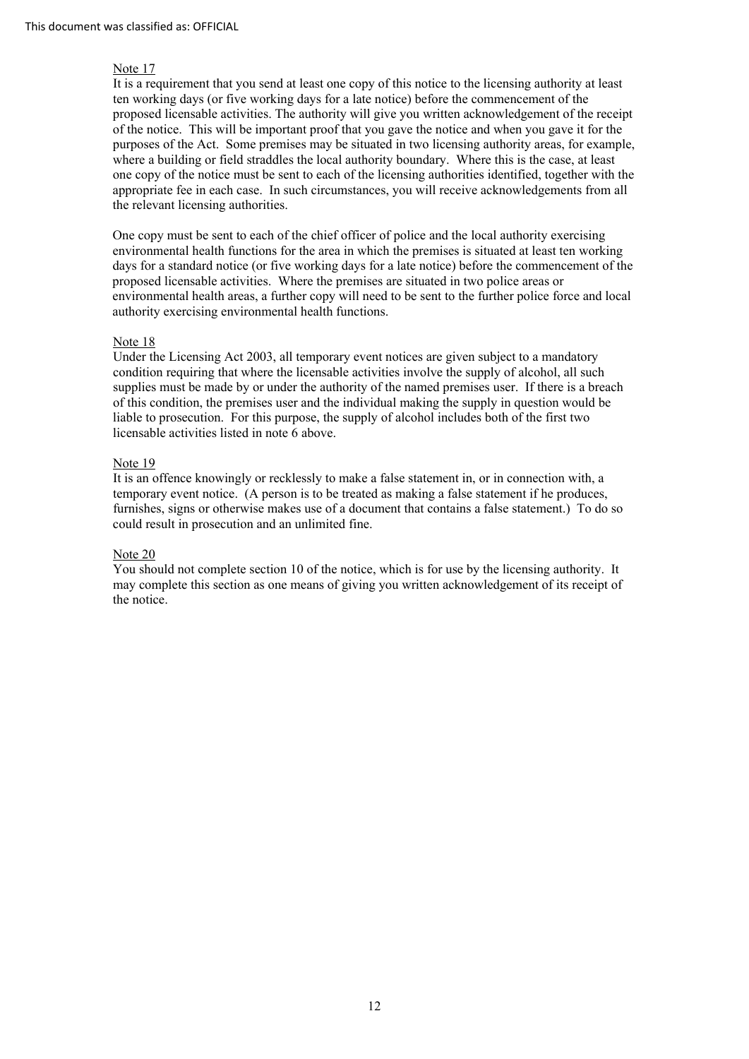Note 17

It is a requirement that you send at least one copy of this notice to the licensing authority at least ten working days (or five working days for a late notice) before the commencement of the proposed licensable activities. The authority will give you written acknowledgement of the receipt of the notice. This will be important proof that you gave the notice and when you gave it for the purposes of the Act. Some premises may be situated in two licensing authority areas, for example, where a building or field straddles the local authority boundary. Where this is the case, at least one copy of the notice must be sent to each of the licensing authorities identified, together with the appropriate fee in each case. In such circumstances, you will receive acknowledgements from all the relevant licensing authorities.

One copy must be sent to each of the chief officer of police and the local authority exercising environmental health functions for the area in which the premises is situated at least ten working days for a standard notice (or five working days for a late notice) before the commencement of the proposed licensable activities. Where the premises are situated in two police areas or environmental health areas, a further copy will need to be sent to the further police force and local authority exercising environmental health functions.

Note 18

Under the Licensing Act 2003, all temporary event notices are given subject to a mandatory condition requiring that where the licensable activities involve the supply of alcohol, all such supplies must be made by or under the authority of the named premises user. If there is a breach of this condition, the premises user and the individual making the supply in question would be liable to prosecution. For this purpose, the supply of alcohol includes both of the first two licensable activities listed in note 6 above.

Note 19

It is an offence knowingly or recklessly to make a false statement in, or in connection with, a temporary event notice. (A person is to be treated as making a false statement if he produces, furnishes, signs or otherwise makes use of a document that contains a false statement.) To do so could result in prosecution and an unlimited fine.

Note 20

You should not complete section 10 of the notice, which is for use by the licensing authority. It may complete this section as one means of giving you written acknowledgement of its receipt of the notice.